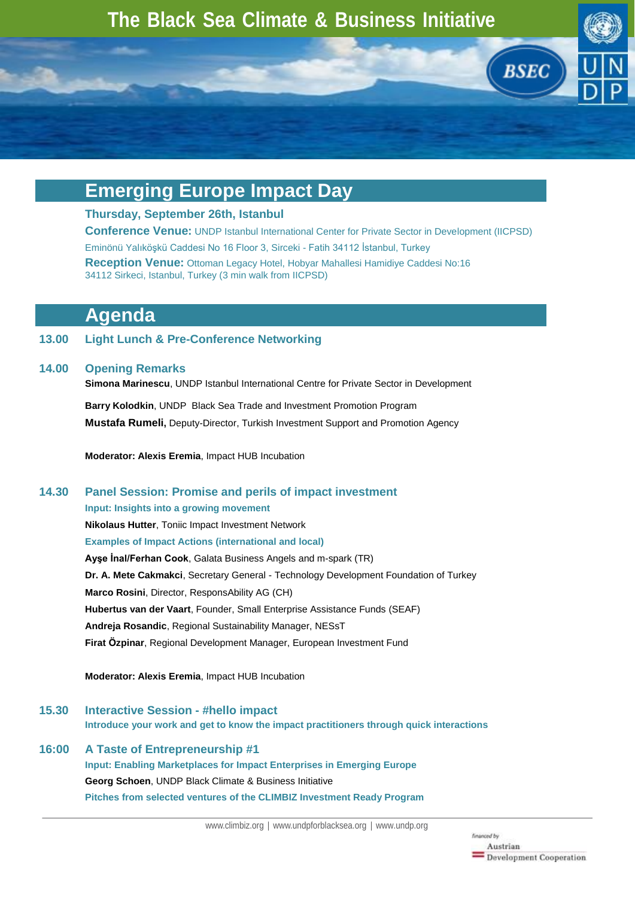# The Black Sea Climate & Business Initiative

BSEC

UNDP

## Emerging Europe Impact Day

**Thursday, September 26th, Istanbul**

**Conference Venue:** UNDP Istanbul International Center for Private Sector in Development (IICPSD)
Eminönü Yalıköşkü Caddesi No 16 Floor 3, Sirceki - Fatih 34112 İstanbul, Turkey

**Reception Venue:** Ottoman Legacy Hotel, Hobyar Mahallesi Hamidiye Caddesi No:16
34112 Sirkeci, Istanbul, Turkey (3 min walk from IICPSD)

## Agenda

**13.00 Light Lunch & Pre-Conference Networking**

**14.00 Opening Remarks**

**Simona Marinescu**, UNDP Istanbul International Centre for Private Sector in Development

**Barry Kolodkin**, UNDP Black Sea Trade and Investment Promotion Program

**Mustafa Rumeli,** Deputy-Director, Turkish Investment Support and Promotion Agency

**Moderator: Alexis Eremia**, Impact HUB Incubation

**14.30 Panel Session: Promise and perils of impact investment**

**Input: Insights into a growing movement**

**Nikolaus Hutter**, Toniic Impact Investment Network

**Examples of Impact Actions (international and local)**

**Ayşe İnal/Ferhan Cook**, Galata Business Angels and m-spark (TR)

**Dr. A. Mete Cakmakci**, Secretary General - Technology Development Foundation of Turkey

**Marco Rosini**, Director, ResponsAbility AG (CH)

**Hubertus van der Vaart**, Founder, Small Enterprise Assistance Funds (SEAF)

**Andreja Rosandic**, Regional Sustainability Manager, NESsT

**Firat Özpinar**, Regional Development Manager, European Investment Fund

**Moderator: Alexis Eremia**, Impact HUB Incubation

**15.30 Interactive Session - #hello impact**

**Introduce your work and get to know the impact practitioners through quick interactions**

**16:00 A Taste of Entrepreneurship #1**

**Input: Enabling Marketplaces for Impact Enterprises in Emerging Europe**

**Georg Schoen**, UNDP Black Climate & Business Initiative

**Pitches from selected ventures of the CLIMBIZ Investment Ready Program**

www.climbiz.org | www.undpforblacksea.org | www.undp.org

financed by Austrian Development Cooperation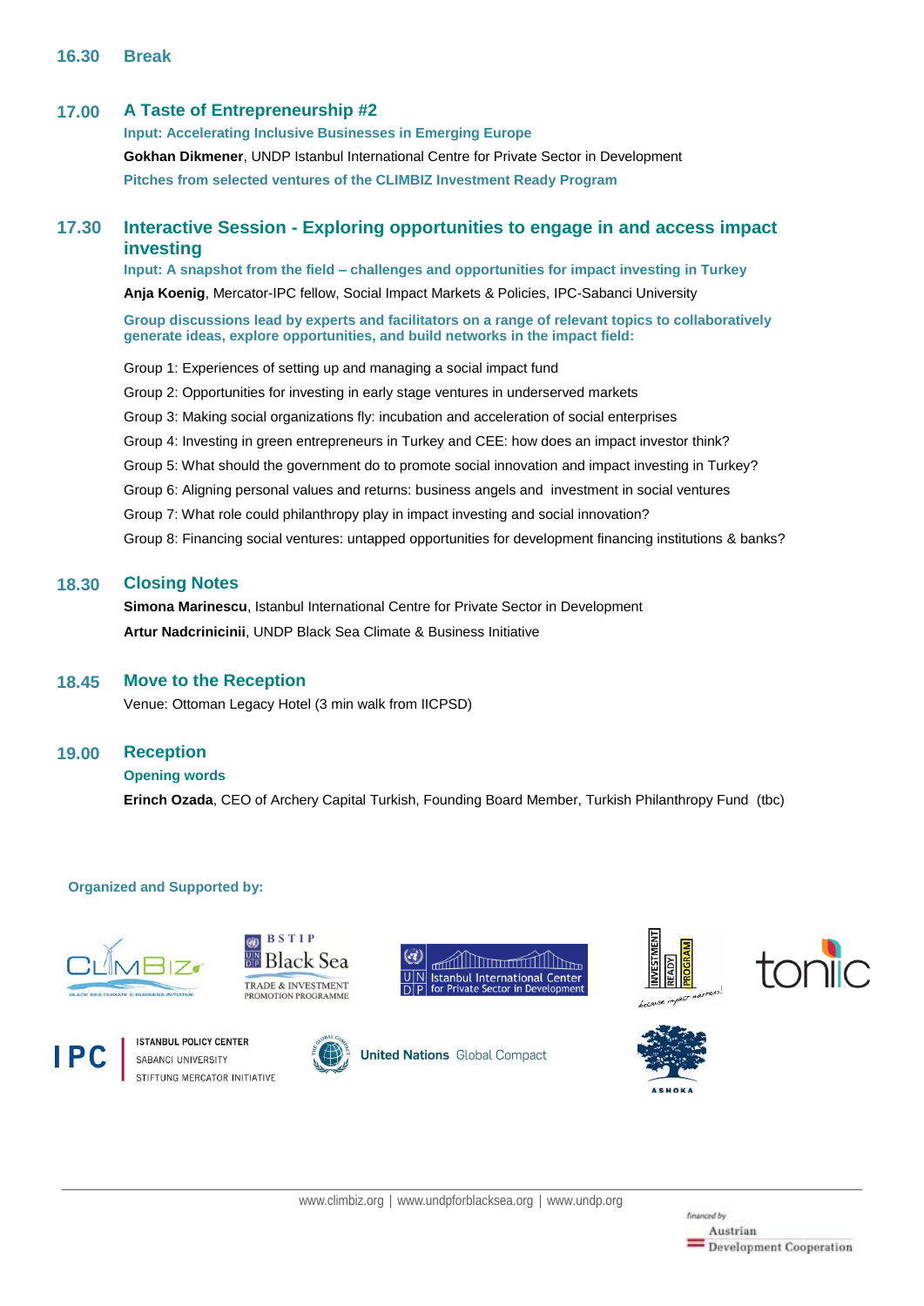## 16.30 Break

## 17.00 A Taste of Entrepreneurship #2

**Input: Accelerating Inclusive Businesses in Emerging Europe**

**Gokhan Dikmener**, UNDP Istanbul International Centre for Private Sector in Development

**Pitches from selected ventures of the CLIMBIZ Investment Ready Program**

## 17.30 Interactive Session - Exploring opportunities to engage in and access impact investing

**Input: A snapshot from the field – challenges and opportunities for impact investing in Turkey**

**Anja Koenig**, Mercator-IPC fellow, Social Impact Markets & Policies, IPC-Sabanci University

**Group discussions lead by experts and facilitators on a range of relevant topics to collaboratively generate ideas, explore opportunities, and build networks in the impact field:**

Group 1: Experiences of setting up and managing a social impact fund

Group 2: Opportunities for investing in early stage ventures in underserved markets

Group 3: Making social organizations fly: incubation and acceleration of social enterprises

Group 4: Investing in green entrepreneurs in Turkey and CEE: how does an impact investor think?

Group 5: What should the government do to promote social innovation and impact investing in Turkey?

Group 6: Aligning personal values and returns: business angels and investment in social ventures

Group 7: What role could philanthropy play in impact investing and social innovation?

Group 8: Financing social ventures: untapped opportunities for development financing institutions & banks?

## 18.30 Closing Notes

**Simona Marinescu**, Istanbul International Centre for Private Sector in Development

**Artur Nadcrinicinii**, UNDP Black Sea Climate & Business Initiative

## 18.45 Move to the Reception

Venue: Ottoman Legacy Hotel (3 min walk from IICPSD)

## 19.00 Reception

**Opening words**

**Erinch Ozada**, CEO of Archery Capital Turkish, Founding Board Member, Turkish Philanthropy Fund (tbc)

**Organized and Supported by:**

CLIMBIZ – Black Sea Climate & Business Initiative | BSTIP Black Sea Trade & Investment Promotion Programme | UNDP Istanbul International Center for Private Sector in Development | Investment Ready Program – because impact matters! | tonic | IPC Istanbul Policy Center, Sabanci University, Stiftung Mercator Initiative | United Nations Global Compact | Ashoka

www.climbiz.org | www.undpforblacksea.org | www.undp.org

financed by Austrian Development Cooperation